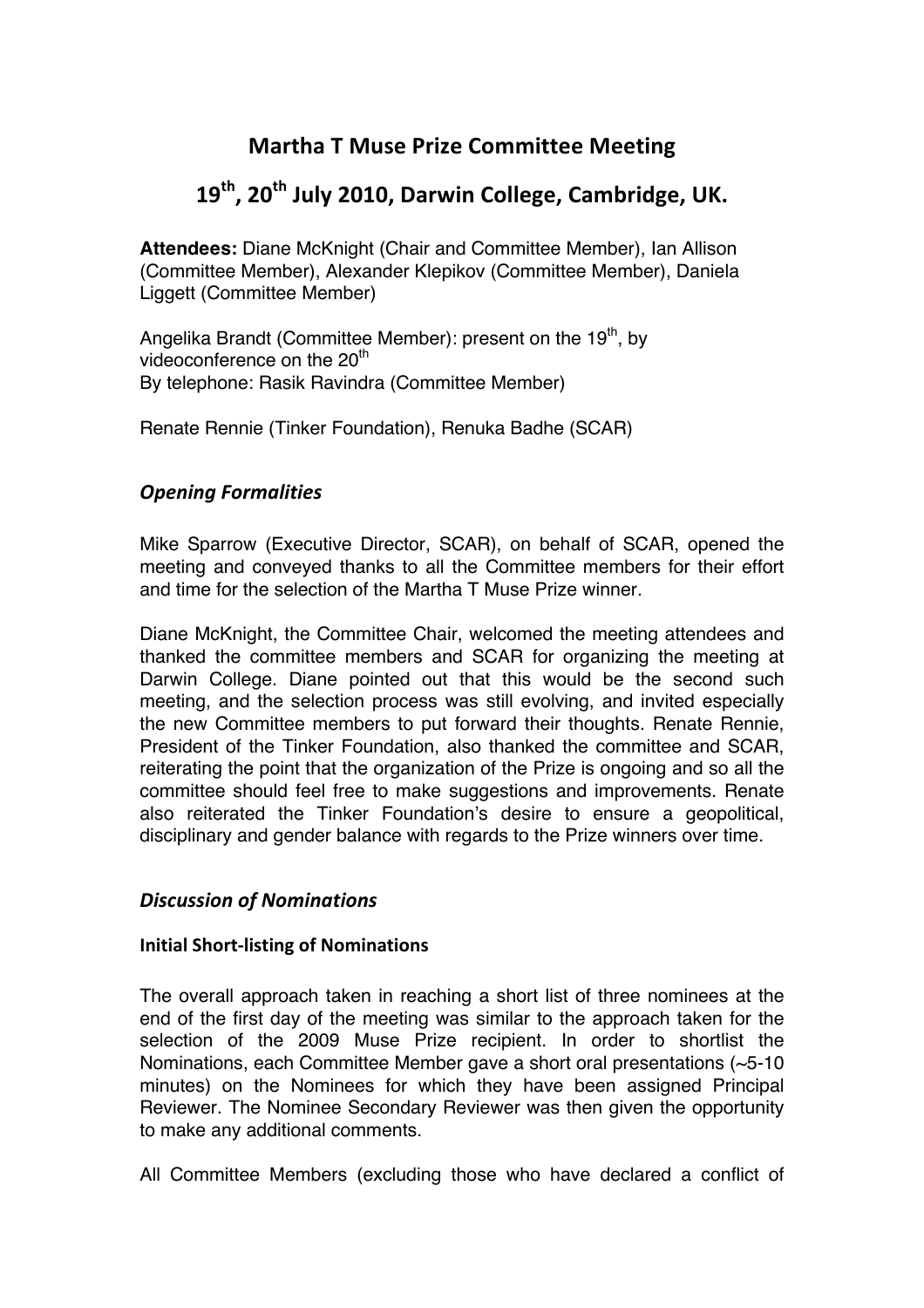# Martha T Muse Prize Committee Meeting

## 19th, 20th July 2010, Darwin College, Cambridge, UK.

**Attendees:** Diane McKnight (Chair and Committee Member), Ian Allison (Committee Member), Alexander Klepikov (Committee Member), Daniela Liggett (Committee Member)

Angelika Brandt (Committee Member): present on the 19th, by videoconference on the 20th
By telephone: Rasik Ravindra (Committee Member)

Renate Rennie (Tinker Foundation), Renuka Badhe (SCAR)

### *Opening Formalities*

Mike Sparrow (Executive Director, SCAR), on behalf of SCAR, opened the meeting and conveyed thanks to all the Committee members for their effort and time for the selection of the Martha T Muse Prize winner.

Diane McKnight, the Committee Chair, welcomed the meeting attendees and thanked the committee members and SCAR for organizing the meeting at Darwin College. Diane pointed out that this would be the second such meeting, and the selection process was still evolving, and invited especially the new Committee members to put forward their thoughts. Renate Rennie, President of the Tinker Foundation, also thanked the committee and SCAR, reiterating the point that the organization of the Prize is ongoing and so all the committee should feel free to make suggestions and improvements. Renate also reiterated the Tinker Foundation's desire to ensure a geopolitical, disciplinary and gender balance with regards to the Prize winners over time.

### *Discussion of Nominations*

#### Initial Short-listing of Nominations

The overall approach taken in reaching a short list of three nominees at the end of the first day of the meeting was similar to the approach taken for the selection of the 2009 Muse Prize recipient. In order to shortlist the Nominations, each Committee Member gave a short oral presentations (~5-10 minutes) on the Nominees for which they have been assigned Principal Reviewer. The Nominee Secondary Reviewer was then given the opportunity to make any additional comments.

All Committee Members (excluding those who have declared a conflict of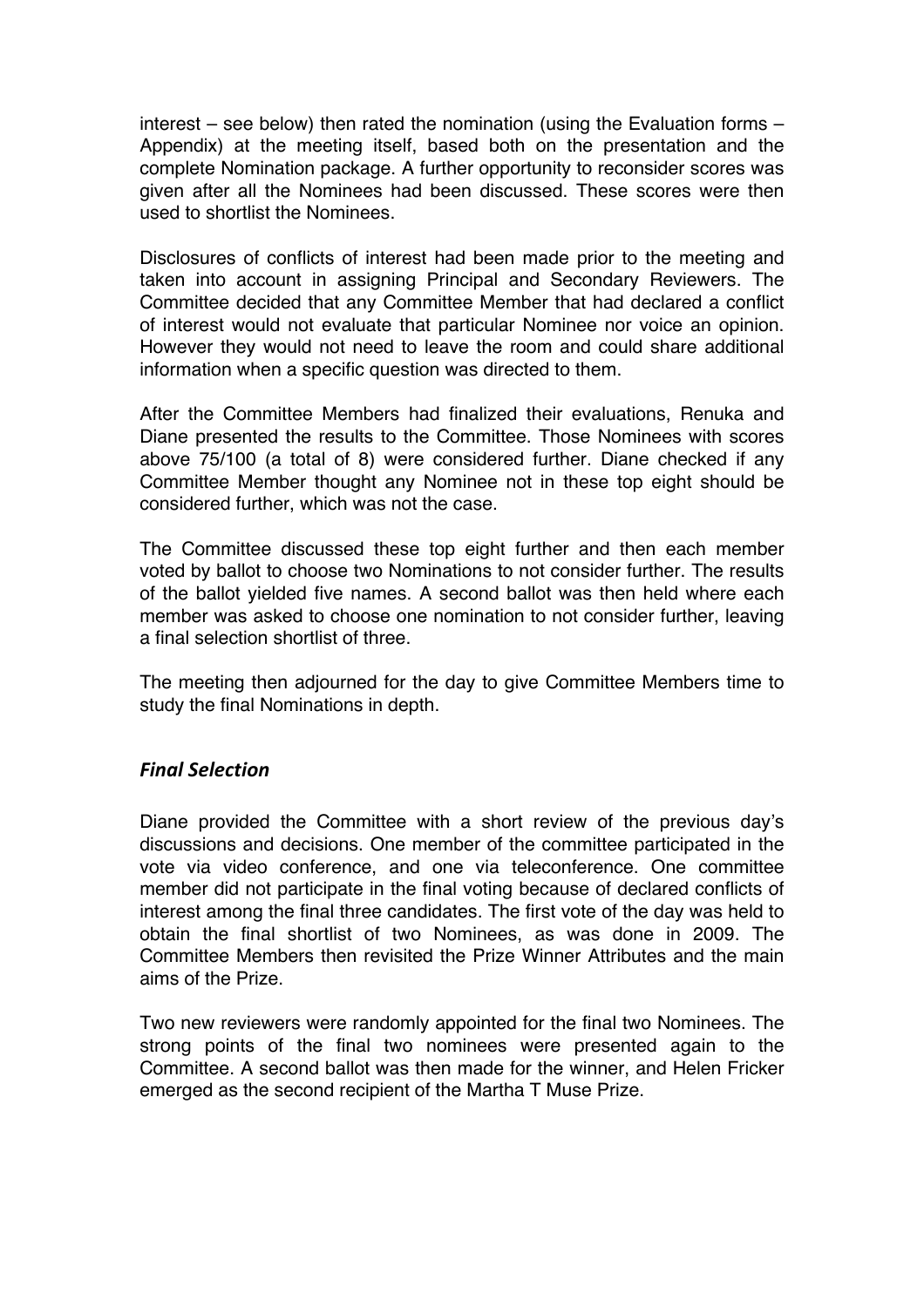interest – see below) then rated the nomination (using the Evaluation forms – Appendix) at the meeting itself, based both on the presentation and the complete Nomination package. A further opportunity to reconsider scores was given after all the Nominees had been discussed. These scores were then used to shortlist the Nominees.

Disclosures of conflicts of interest had been made prior to the meeting and taken into account in assigning Principal and Secondary Reviewers. The Committee decided that any Committee Member that had declared a conflict of interest would not evaluate that particular Nominee nor voice an opinion. However they would not need to leave the room and could share additional information when a specific question was directed to them.

After the Committee Members had finalized their evaluations, Renuka and Diane presented the results to the Committee. Those Nominees with scores above 75/100 (a total of 8) were considered further. Diane checked if any Committee Member thought any Nominee not in these top eight should be considered further, which was not the case.

The Committee discussed these top eight further and then each member voted by ballot to choose two Nominations to not consider further. The results of the ballot yielded five names. A second ballot was then held where each member was asked to choose one nomination to not consider further, leaving a final selection shortlist of three.

The meeting then adjourned for the day to give Committee Members time to study the final Nominations in depth.

### *Final Selection*

Diane provided the Committee with a short review of the previous day's discussions and decisions. One member of the committee participated in the vote via video conference, and one via teleconference. One committee member did not participate in the final voting because of declared conflicts of interest among the final three candidates. The first vote of the day was held to obtain the final shortlist of two Nominees, as was done in 2009. The Committee Members then revisited the Prize Winner Attributes and the main aims of the Prize.

Two new reviewers were randomly appointed for the final two Nominees. The strong points of the final two nominees were presented again to the Committee. A second ballot was then made for the winner, and Helen Fricker emerged as the second recipient of the Martha T Muse Prize.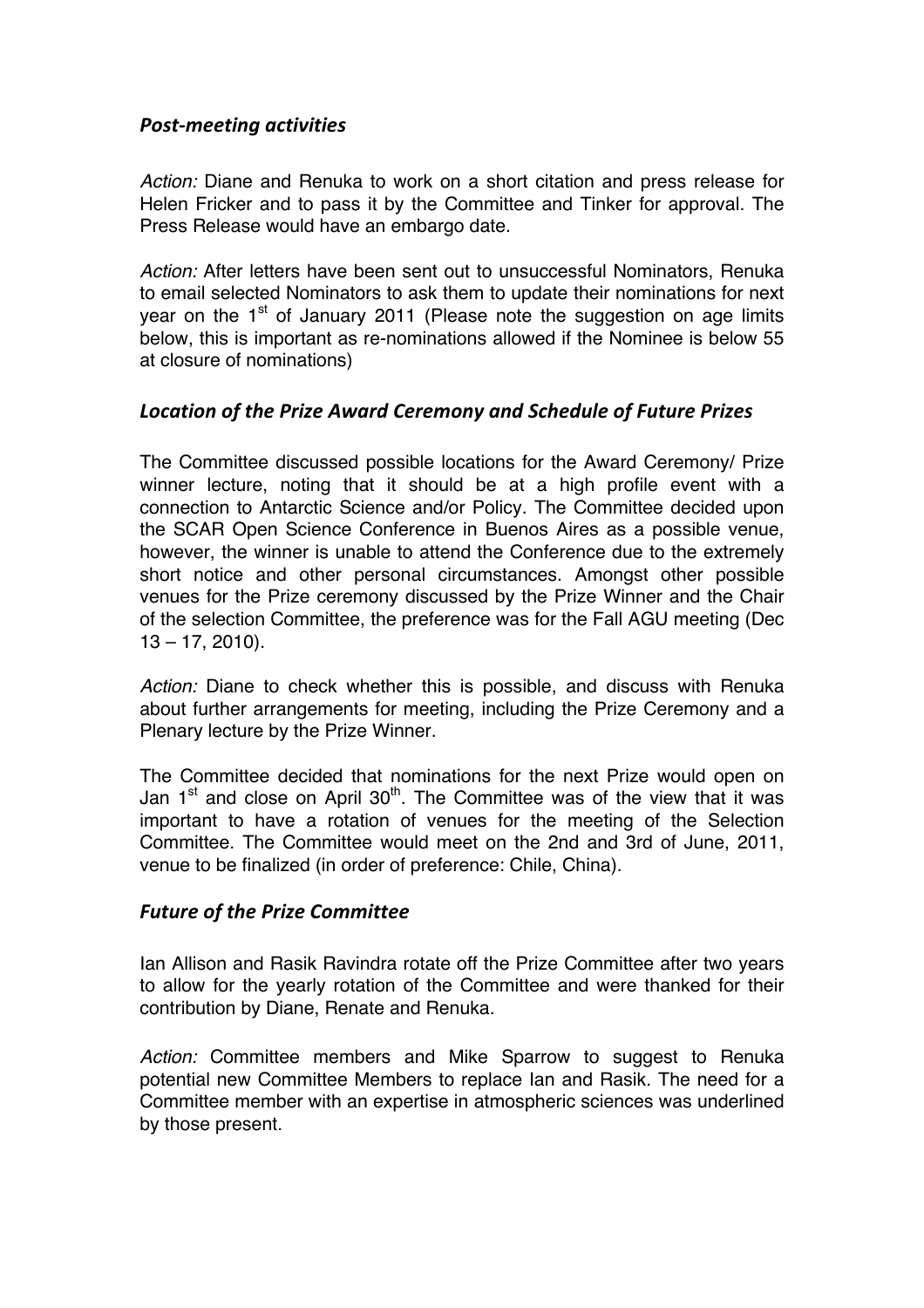### *Post-meeting activities*

*Action:* Diane and Renuka to work on a short citation and press release for Helen Fricker and to pass it by the Committee and Tinker for approval. The Press Release would have an embargo date.

*Action:* After letters have been sent out to unsuccessful Nominators, Renuka to email selected Nominators to ask them to update their nominations for next year on the 1st of January 2011 (Please note the suggestion on age limits below, this is important as re-nominations allowed if the Nominee is below 55 at closure of nominations)

### *Location of the Prize Award Ceremony and Schedule of Future Prizes*

The Committee discussed possible locations for the Award Ceremony/ Prize winner lecture, noting that it should be at a high profile event with a connection to Antarctic Science and/or Policy. The Committee decided upon the SCAR Open Science Conference in Buenos Aires as a possible venue, however, the winner is unable to attend the Conference due to the extremely short notice and other personal circumstances. Amongst other possible venues for the Prize ceremony discussed by the Prize Winner and the Chair of the selection Committee, the preference was for the Fall AGU meeting (Dec 13 – 17, 2010).

*Action:* Diane to check whether this is possible, and discuss with Renuka about further arrangements for meeting, including the Prize Ceremony and a Plenary lecture by the Prize Winner.

The Committee decided that nominations for the next Prize would open on Jan 1st and close on April 30th. The Committee was of the view that it was important to have a rotation of venues for the meeting of the Selection Committee. The Committee would meet on the 2nd and 3rd of June, 2011, venue to be finalized (in order of preference: Chile, China).

### *Future of the Prize Committee*

Ian Allison and Rasik Ravindra rotate off the Prize Committee after two years to allow for the yearly rotation of the Committee and were thanked for their contribution by Diane, Renate and Renuka.

*Action:* Committee members and Mike Sparrow to suggest to Renuka potential new Committee Members to replace Ian and Rasik. The need for a Committee member with an expertise in atmospheric sciences was underlined by those present.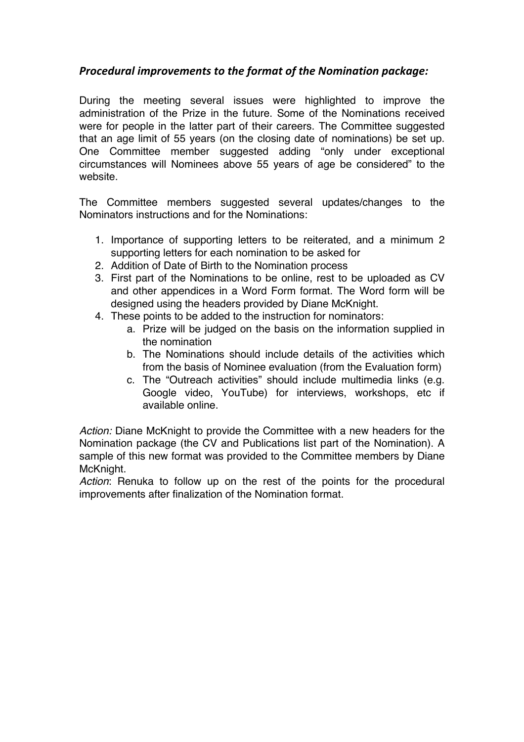### *Procedural improvements to the format of the Nomination package:*

During the meeting several issues were highlighted to improve the administration of the Prize in the future. Some of the Nominations received were for people in the latter part of their careers. The Committee suggested that an age limit of 55 years (on the closing date of nominations) be set up. One Committee member suggested adding "only under exceptional circumstances will Nominees above 55 years of age be considered" to the website.

The Committee members suggested several updates/changes to the Nominators instructions and for the Nominations:

1. Importance of supporting letters to be reiterated, and a minimum 2 supporting letters for each nomination to be asked for
2. Addition of Date of Birth to the Nomination process
3. First part of the Nominations to be online, rest to be uploaded as CV and other appendices in a Word Form format. The Word form will be designed using the headers provided by Diane McKnight.
4. These points to be added to the instruction for nominators:
    a. Prize will be judged on the basis on the information supplied in the nomination
    b. The Nominations should include details of the activities which from the basis of Nominee evaluation (from the Evaluation form)
    c. The "Outreach activities" should include multimedia links (e.g. Google video, YouTube) for interviews, workshops, etc if available online.

*Action:* Diane McKnight to provide the Committee with a new headers for the Nomination package (the CV and Publications list part of the Nomination). A sample of this new format was provided to the Committee members by Diane McKnight.

*Action*: Renuka to follow up on the rest of the points for the procedural improvements after finalization of the Nomination format.